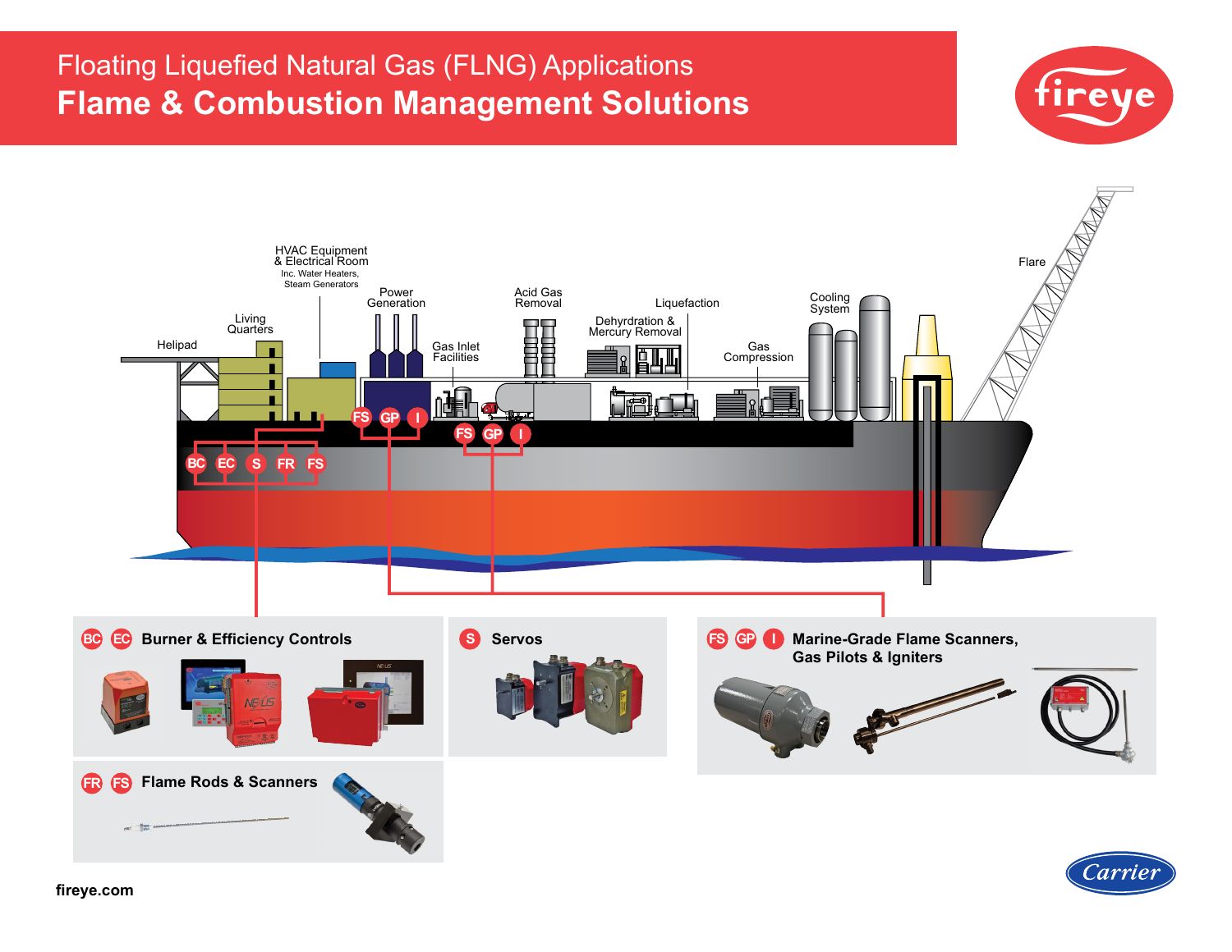# Floating Liquefied Natural Gas (FLNG) Applications

## Flame & Combustion Management Solutions

fireye

Helipad

Living Quarters

HVAC Equipment & Electrical Room
Inc. Water Heaters, Steam Generators

Power Generation

Gas Inlet Facilities

Acid Gas Removal

Dehyrdration & Mercury Removal

Liquefaction

Gas Compression

Cooling System

Flare

BC EC S FR FS

FS GP I

FS GP I

### BC EC Burner & Efficiency Controls

### S Servos

### FS GP I Marine-Grade Flame Scanners, Gas Pilots & Igniters

### FR FS Flame Rods & Scanners

fireye.com

Carrier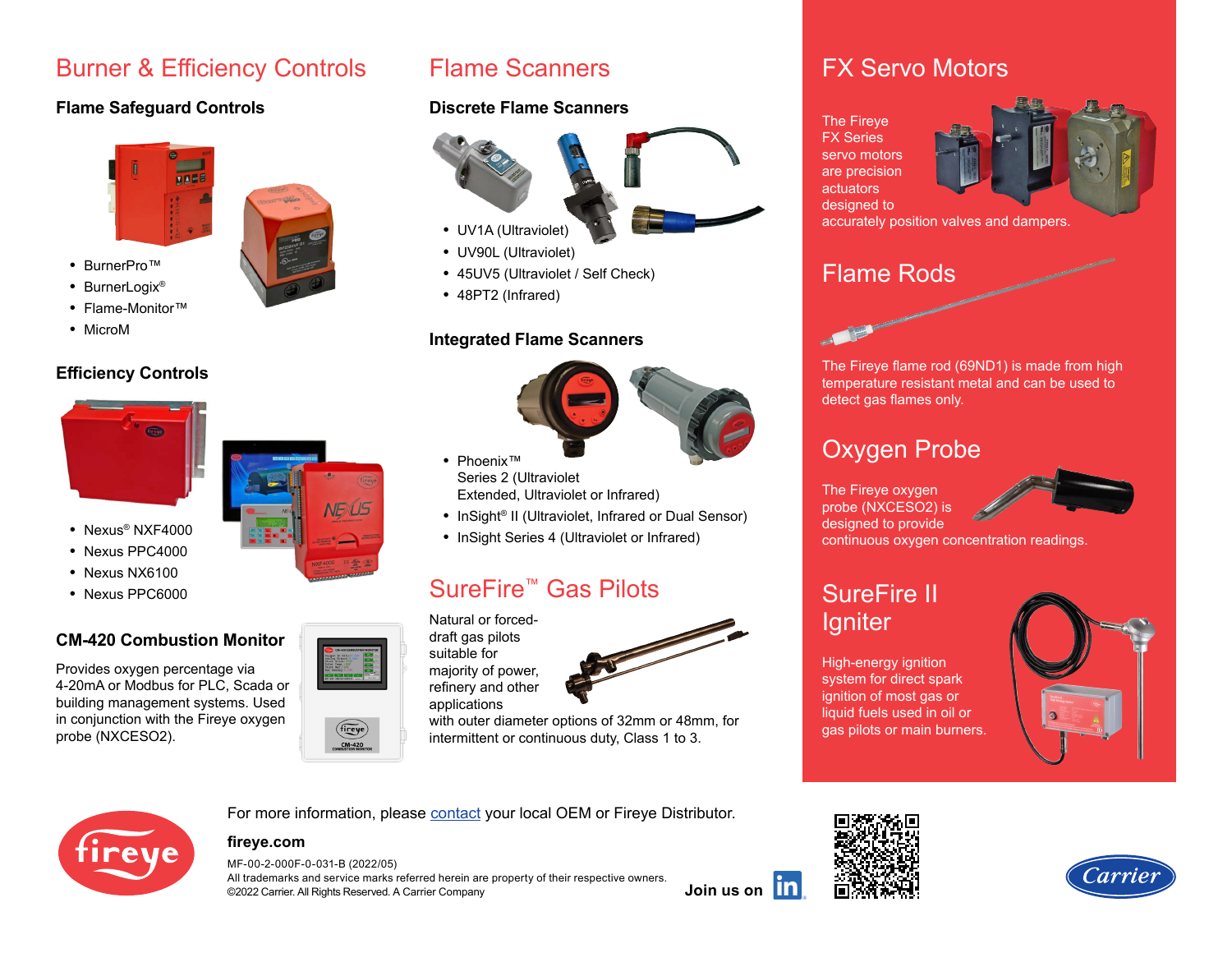# Burner & Efficiency Controls

## Flame Safeguard Controls

- BurnerPro™
- BurnerLogix®
- Flame-Monitor™
- MicroM

## Efficiency Controls

- Nexus® NXF4000
- Nexus PPC4000
- Nexus NX6100
- Nexus PPC6000

## CM-420 Combustion Monitor

Provides oxygen percentage via 4-20mA or Modbus for PLC, Scada or building management systems. Used in conjunction with the Fireye oxygen probe (NXCESO2).

# Flame Scanners

## Discrete Flame Scanners

- UV1A (Ultraviolet)
- UV90L (Ultraviolet)
- 45UV5 (Ultraviolet / Self Check)
- 48PT2 (Infrared)

## Integrated Flame Scanners

- Phoenix™ Series 2 (Ultraviolet Extended, Ultraviolet or Infrared)
- InSight® II (Ultraviolet, Infrared or Dual Sensor)
- InSight Series 4 (Ultraviolet or Infrared)

# SureFire™ Gas Pilots

Natural or forced-draft gas pilots suitable for majority of power, refinery and other applications with outer diameter options of 32mm or 48mm, for intermittent or continuous duty, Class 1 to 3.

# FX Servo Motors

The Fireye FX Series servo motors are precision actuators designed to accurately position valves and dampers.

# Flame Rods

The Fireye flame rod (69ND1) is made from high temperature resistant metal and can be used to detect gas flames only.

# Oxygen Probe

The Fireye oxygen probe (NXCESO2) is designed to provide continuous oxygen concentration readings.

# SureFire II Igniter

High-energy ignition system for direct spark ignition of most gas or liquid fuels used in oil or gas pilots or main burners.

For more information, please contact your local OEM or Fireye Distributor.

**fireye.com**

MF-00-2-000F-0-031-B (2022/05)
All trademarks and service marks referred herein are property of their respective owners.
©2022 Carrier. All Rights Reserved. A Carrier Company

**Join us on**